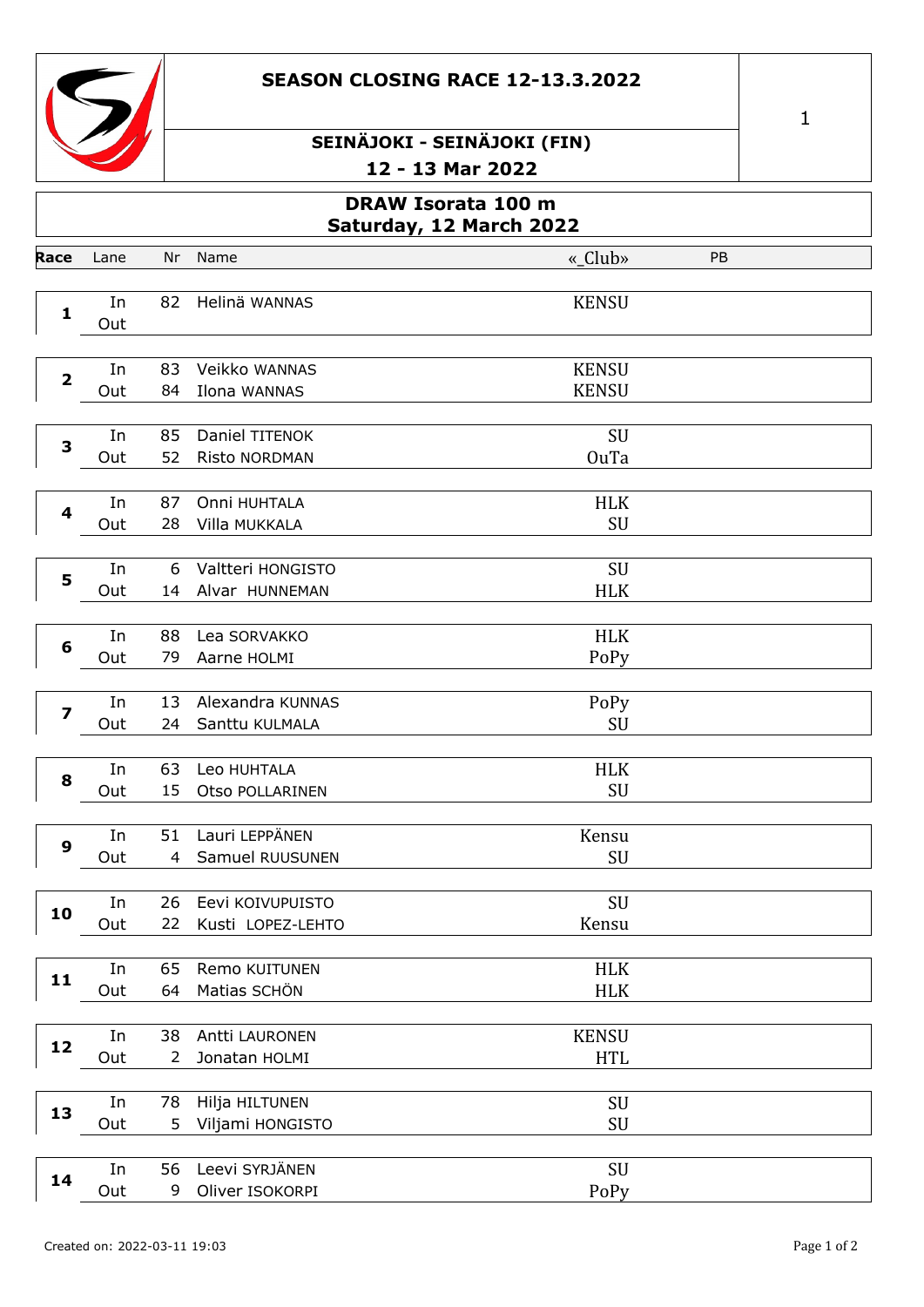# SEASON CLOSING RACE 12-13.3.2022

## SEINÄJOKI - SEINÄJOKI (FIN)

## 12 - 13 Mar 2022

## DRAW Isorata 100 m
## Saturday, 12 March 2022

| Race | Lane | Nr | Name | «_Club» | PB |
|---|---|---|---|---|---|
| 1 | In | 82 | Helinä WANNAS | KENSU | |
| | Out | | | | |
| 2 | In | 83 | Veikko WANNAS | KENSU | |
| | Out | 84 | Ilona WANNAS | KENSU | |
| 3 | In | 85 | Daniel TITENOK | SU | |
| | Out | 52 | Risto NORDMAN | OuTa | |
| 4 | In | 87 | Onni HUHTALA | HLK | |
| | Out | 28 | Villa MUKKALA | SU | |
| 5 | In | 6 | Valtteri HONGISTO | SU | |
| | Out | 14 | Alvar HUNNEMAN | HLK | |
| 6 | In | 88 | Lea SORVAKKO | HLK | |
| | Out | 79 | Aarne HOLMI | PoPy | |
| 7 | In | 13 | Alexandra KUNNAS | PoPy | |
| | Out | 24 | Santtu KULMALA | SU | |
| 8 | In | 63 | Leo HUHTALA | HLK | |
| | Out | 15 | Otso POLLARINEN | SU | |
| 9 | In | 51 | Lauri LEPPÄNEN | Kensu | |
| | Out | 4 | Samuel RUUSUNEN | SU | |
| 10 | In | 26 | Eevi KOIVUPUISTO | SU | |
| | Out | 22 | Kusti LOPEZ-LEHTO | Kensu | |
| 11 | In | 65 | Remo KUITUNEN | HLK | |
| | Out | 64 | Matias SCHÖN | HLK | |
| 12 | In | 38 | Antti LAURONEN | KENSU | |
| | Out | 2 | Jonatan HOLMI | HTL | |
| 13 | In | 78 | Hilja HILTUNEN | SU | |
| | Out | 5 | Viljami HONGISTO | SU | |
| 14 | In | 56 | Leevi SYRJÄNEN | SU | |
| | Out | 9 | Oliver ISOKORPI | PoPy | |

Created on: 2022-03-11 19:03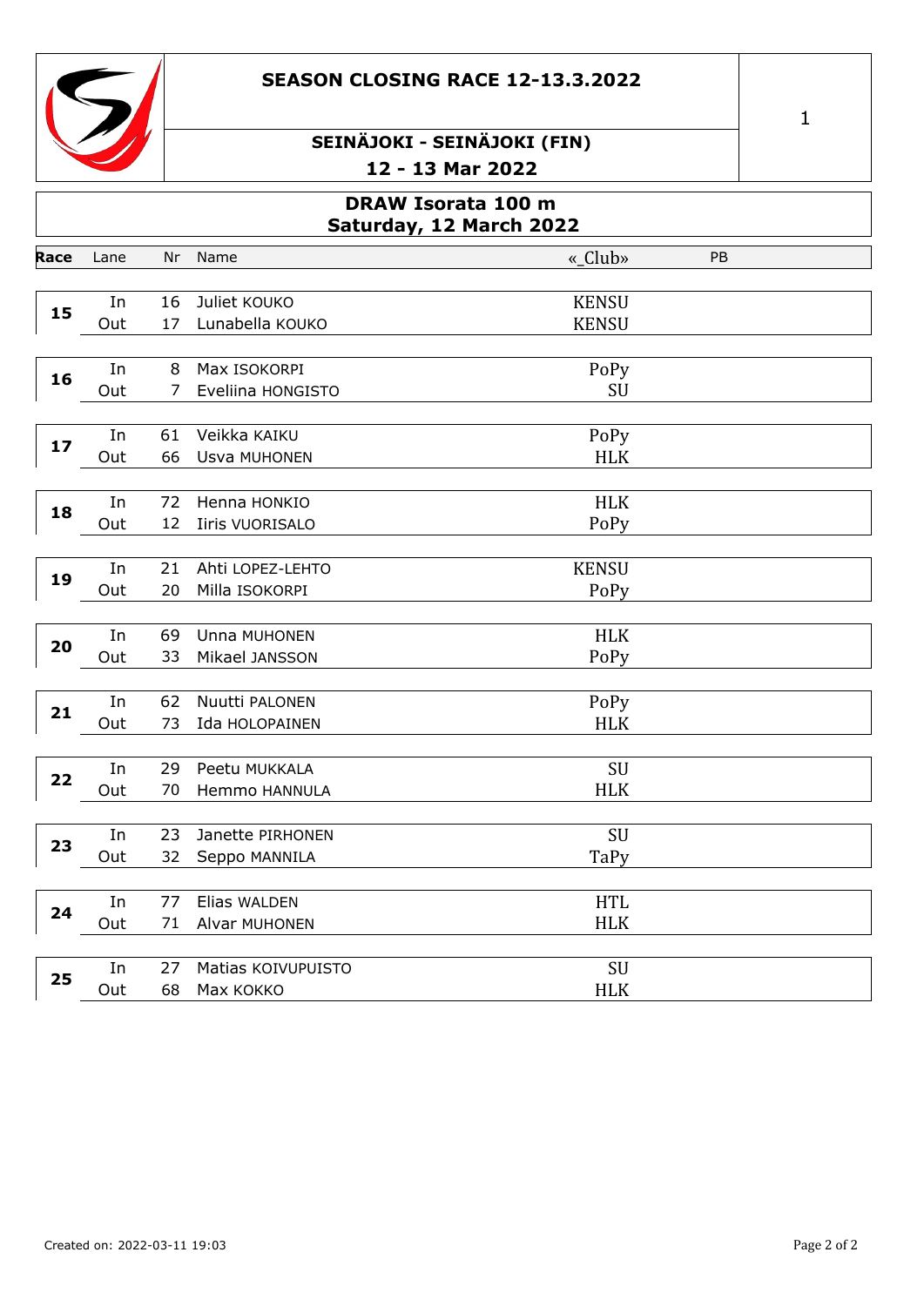## SEASON CLOSING RACE 12-13.3.2022

### SEINÄJOKI - SEINÄJOKI (FIN)

### 12 - 13 Mar 2022

## DRAW Isorata 100 m
### Saturday, 12 March 2022

| Race | Lane | Nr | Name | «_Club» | PB |
|---|---|---|---|---|---|
| 15 | In | 16 | Juliet KOUKO | KENSU | |
| | Out | 17 | Lunabella KOUKO | KENSU | |
| 16 | In | 8 | Max ISOKORPI | PoPy | |
| | Out | 7 | Eveliina HONGISTO | SU | |
| 17 | In | 61 | Veikka KAIKU | PoPy | |
| | Out | 66 | Usva MUHONEN | HLK | |
| 18 | In | 72 | Henna HONKIO | HLK | |
| | Out | 12 | Iiris VUORISALO | PoPy | |
| 19 | In | 21 | Ahti LOPEZ-LEHTO | KENSU | |
| | Out | 20 | Milla ISOKORPI | PoPy | |
| 20 | In | 69 | Unna MUHONEN | HLK | |
| | Out | 33 | Mikael JANSSON | PoPy | |
| 21 | In | 62 | Nuutti PALONEN | PoPy | |
| | Out | 73 | Ida HOLOPAINEN | HLK | |
| 22 | In | 29 | Peetu MUKKALA | SU | |
| | Out | 70 | Hemmo HANNULA | HLK | |
| 23 | In | 23 | Janette PIRHONEN | SU | |
| | Out | 32 | Seppo MANNILA | TaPy | |
| 24 | In | 77 | Elias WALDEN | HTL | |
| | Out | 71 | Alvar MUHONEN | HLK | |
| 25 | In | 27 | Matias KOIVUPUISTO | SU | |
| | Out | 68 | Max KOKKO | HLK | |

Created on: 2022-03-11 19:03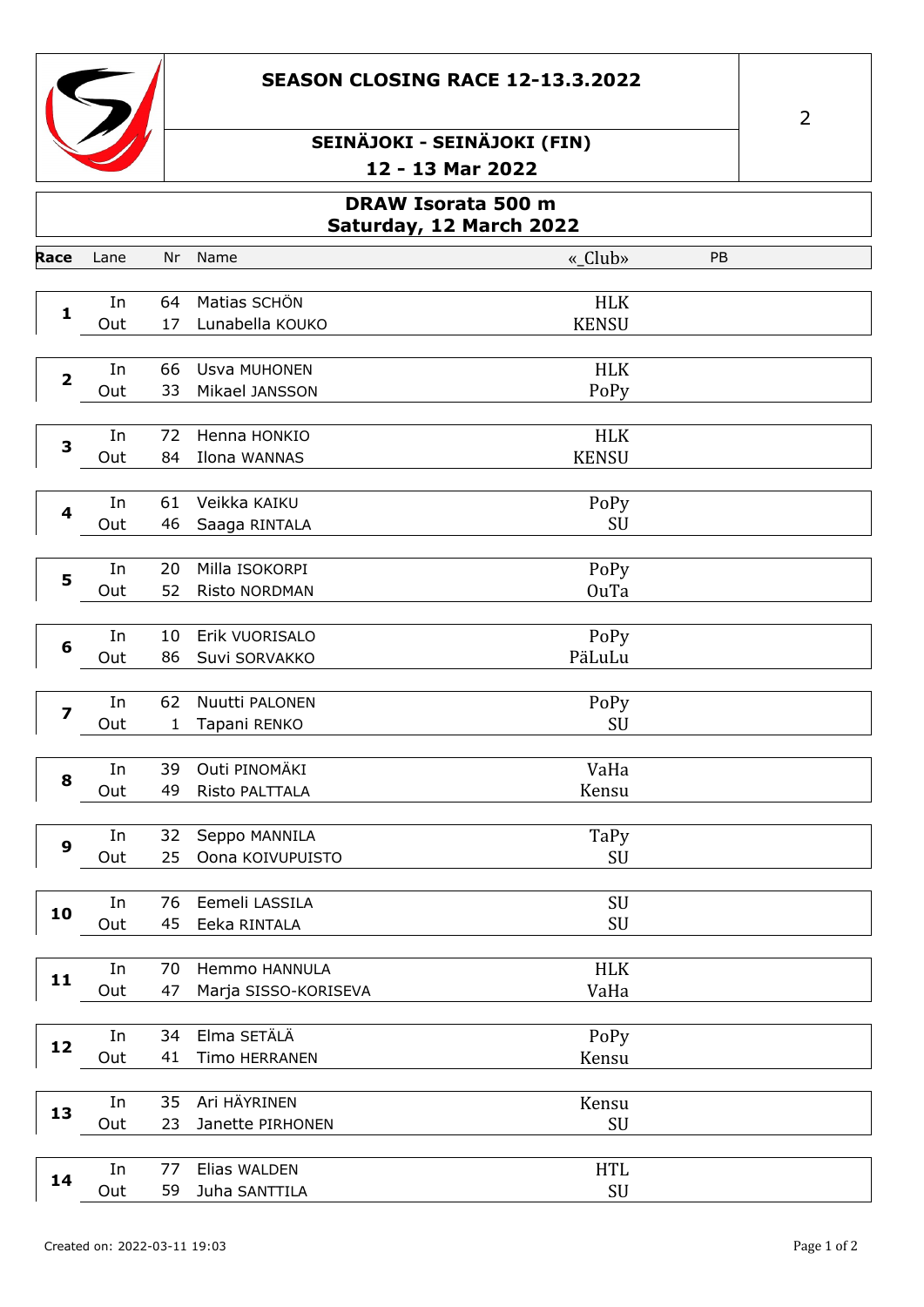# SEASON CLOSING RACE 12-13.3.2022

## SEINÄJOKI - SEINÄJOKI (FIN)

**12 - 13 Mar 2022**

2

## DRAW Isorata 500 m
**Saturday, 12 March 2022**

| Race | Lane | Nr | Name | «_Club» | PB |
|---|---|---|---|---|---|
| 1 | In | 64 | Matias SCHÖN | HLK | |
| | Out | 17 | Lunabella KOUKO | KENSU | |
| 2 | In | 66 | Usva MUHONEN | HLK | |
| | Out | 33 | Mikael JANSSON | PoPy | |
| 3 | In | 72 | Henna HONKIO | HLK | |
| | Out | 84 | Ilona WANNAS | KENSU | |
| 4 | In | 61 | Veikka KAIKU | PoPy | |
| | Out | 46 | Saaga RINTALA | SU | |
| 5 | In | 20 | Milla ISOKORPI | PoPy | |
| | Out | 52 | Risto NORDMAN | OuTa | |
| 6 | In | 10 | Erik VUORISALO | PoPy | |
| | Out | 86 | Suvi SORVAKKO | PäLuLu | |
| 7 | In | 62 | Nuutti PALONEN | PoPy | |
| | Out | 1 | Tapani RENKO | SU | |
| 8 | In | 39 | Outi PINOMÄKI | VaHa | |
| | Out | 49 | Risto PALTTALA | Kensu | |
| 9 | In | 32 | Seppo MANNILA | TaPy | |
| | Out | 25 | Oona KOIVUPUISTO | SU | |
| 10 | In | 76 | Eemeli LASSILA | SU | |
| | Out | 45 | Eeka RINTALA | SU | |
| 11 | In | 70 | Hemmo HANNULA | HLK | |
| | Out | 47 | Marja SISSO-KORISEVA | VaHa | |
| 12 | In | 34 | Elma SETÄLÄ | PoPy | |
| | Out | 41 | Timo HERRANEN | Kensu | |
| 13 | In | 35 | Ari HÄYRINEN | Kensu | |
| | Out | 23 | Janette PIRHONEN | SU | |
| 14 | In | 77 | Elias WALDEN | HTL | |
| | Out | 59 | Juha SANTTILA | SU | |

Created on: 2022-03-11 19:03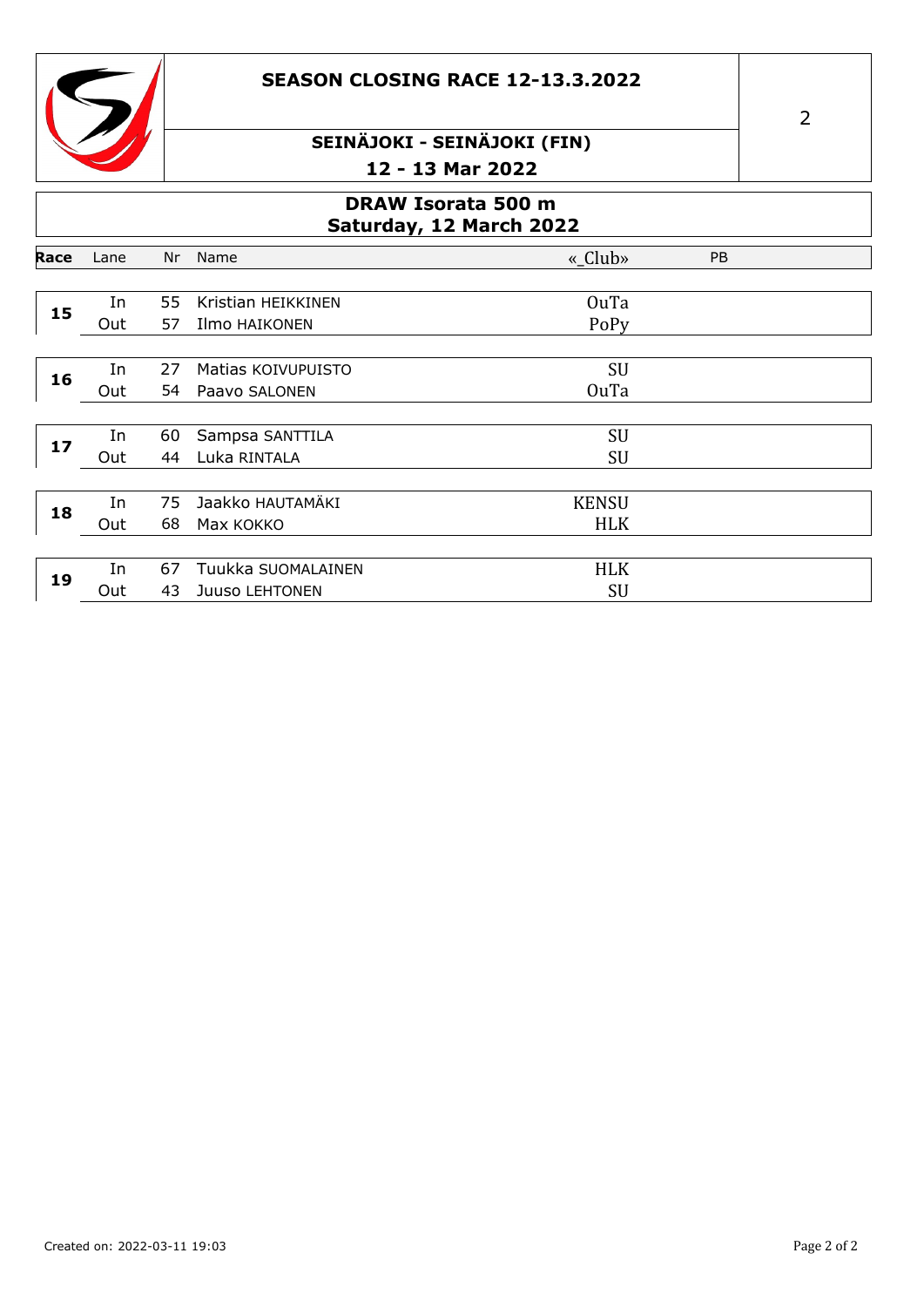# SEASON CLOSING RACE 12-13.3.2022

## SEINÄJOKI - SEINÄJOKI (FIN)

### 12 - 13 Mar 2022

## DRAW Isorata 500 m
### Saturday, 12 March 2022

| Race | Lane | Nr | Name | «_Club» | PB |
|---|---|---|---|---|---|
| 15 | In | 55 | Kristian HEIKKINEN | OuTa | |
| | Out | 57 | Ilmo HAIKONEN | PoPy | |
| 16 | In | 27 | Matias KOIVUPUISTO | SU | |
| | Out | 54 | Paavo SALONEN | OuTa | |
| 17 | In | 60 | Sampsa SANTTILA | SU | |
| | Out | 44 | Luka RINTALA | SU | |
| 18 | In | 75 | Jaakko HAUTAMÄKI | KENSU | |
| | Out | 68 | Max KOKKO | HLK | |
| 19 | In | 67 | Tuukka SUOMALAINEN | HLK | |
| | Out | 43 | Juuso LEHTONEN | SU | |

Created on: 2022-03-11 19:03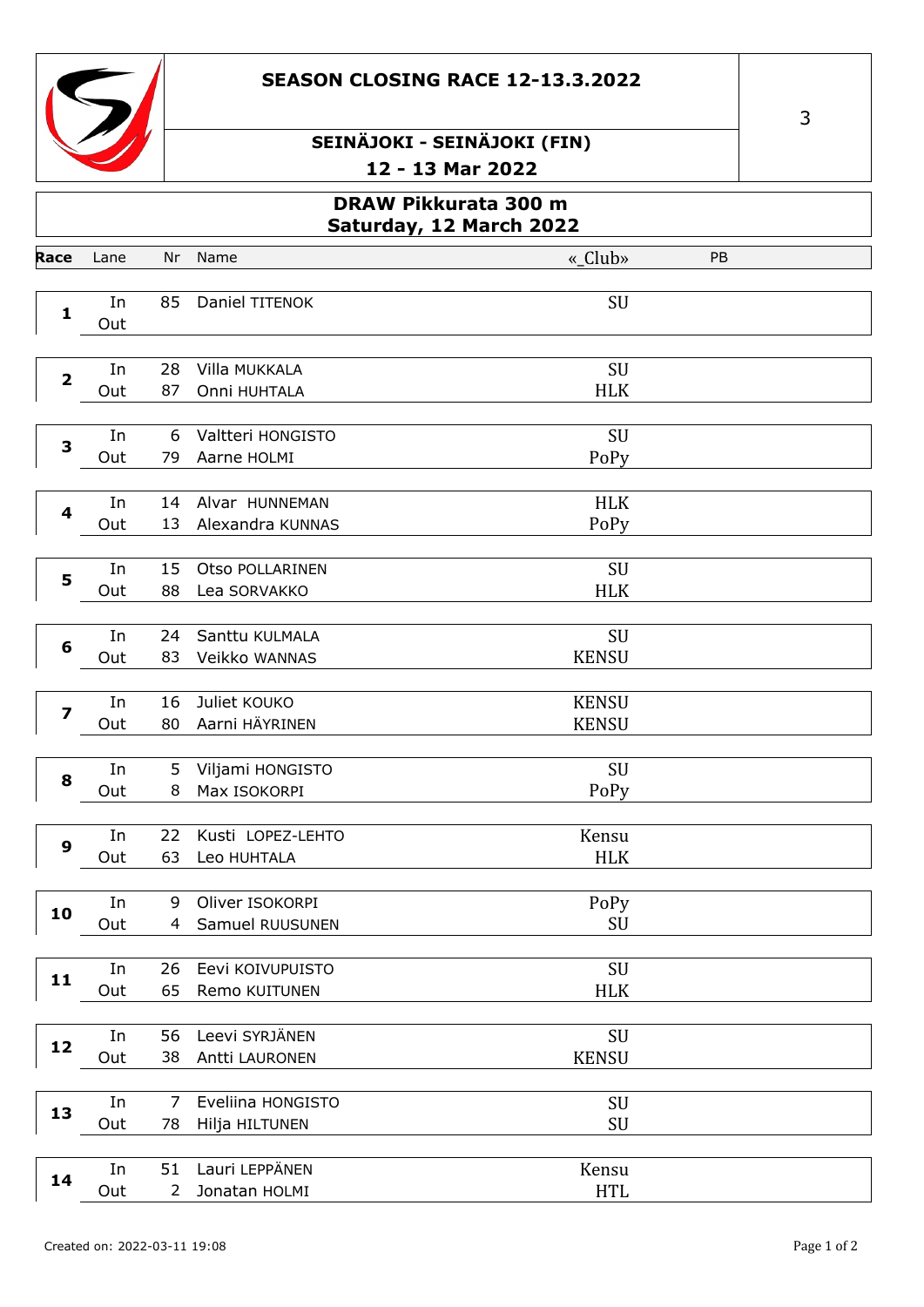# SEASON CLOSING RACE 12-13.3.2022

3

## SEINÄJOKI - SEINÄJOKI (FIN)

**12 - 13 Mar 2022**

## DRAW Pikkurata 300 m
## Saturday, 12 March 2022

| Race | Lane | Nr | Name | «_Club» | PB |
|---|---|---|---|---|---|
| 1 | In | 85 | Daniel TITENOK | SU | |
| | Out | | | | |
| 2 | In | 28 | Villa MUKKALA | SU | |
| | Out | 87 | Onni HUHTALA | HLK | |
| 3 | In | 6 | Valtteri HONGISTO | SU | |
| | Out | 79 | Aarne HOLMI | PoPy | |
| 4 | In | 14 | Alvar HUNNEMAN | HLK | |
| | Out | 13 | Alexandra KUNNAS | PoPy | |
| 5 | In | 15 | Otso POLLARINEN | SU | |
| | Out | 88 | Lea SORVAKKO | HLK | |
| 6 | In | 24 | Santtu KULMALA | SU | |
| | Out | 83 | Veikko WANNAS | KENSU | |
| 7 | In | 16 | Juliet KOUKO | KENSU | |
| | Out | 80 | Aarni HÄYRINEN | KENSU | |
| 8 | In | 5 | Viljami HONGISTO | SU | |
| | Out | 8 | Max ISOKORPI | PoPy | |
| 9 | In | 22 | Kusti LOPEZ-LEHTO | Kensu | |
| | Out | 63 | Leo HUHTALA | HLK | |
| 10 | In | 9 | Oliver ISOKORPI | PoPy | |
| | Out | 4 | Samuel RUUSUNEN | SU | |
| 11 | In | 26 | Eevi KOIVUPUISTO | SU | |
| | Out | 65 | Remo KUITUNEN | HLK | |
| 12 | In | 56 | Leevi SYRJÄNEN | SU | |
| | Out | 38 | Antti LAURONEN | KENSU | |
| 13 | In | 7 | Eveliina HONGISTO | SU | |
| | Out | 78 | Hilja HILTUNEN | SU | |
| 14 | In | 51 | Lauri LEPPÄNEN | Kensu | |
| | Out | 2 | Jonatan HOLMI | HTL | |

Created on: 2022-03-11 19:08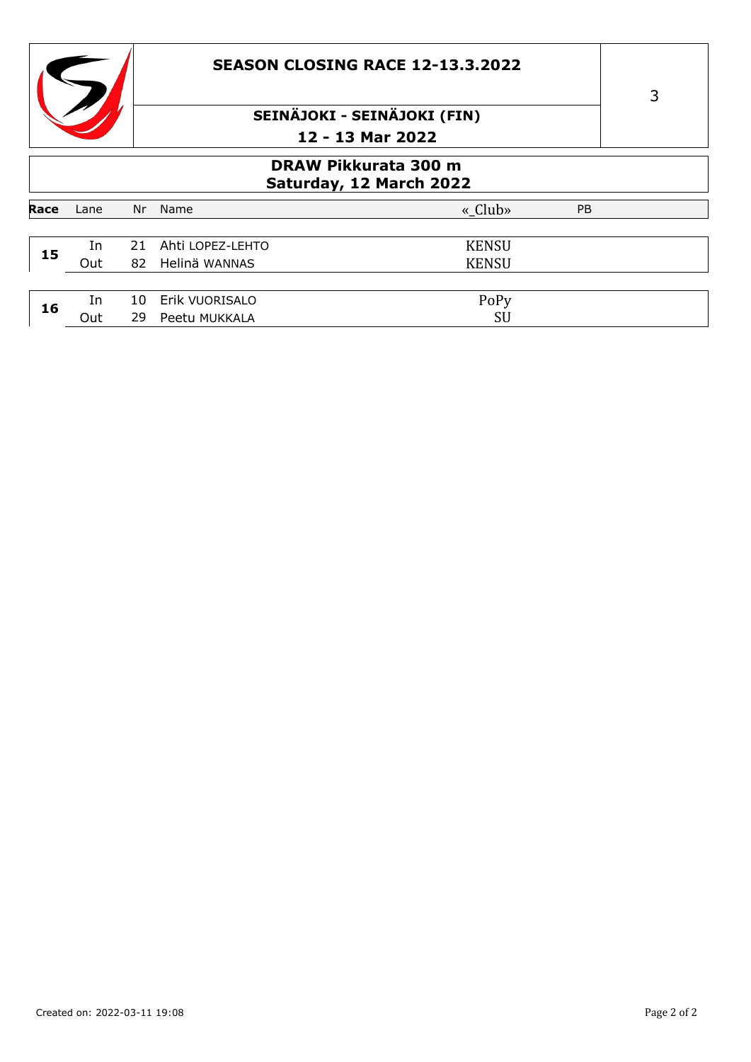## SEASON CLOSING RACE 12-13.3.2022

### SEINÄJOKI - SEINÄJOKI (FIN)

### 12 - 13 Mar 2022

3

## DRAW Pikkurata 300 m

### Saturday, 12 March 2022

| Race | Lane | Nr | Name | «_Club» | PB |
|---|---|---|---|---|---|
| 15 | In | 21 | Ahti LOPEZ-LEHTO | KENSU | |
| | Out | 82 | Helinä WANNAS | KENSU | |
| 16 | In | 10 | Erik VUORISALO | PoPy | |
| | Out | 29 | Peetu MUKKALA | SU | |

Created on: 2022-03-11 19:08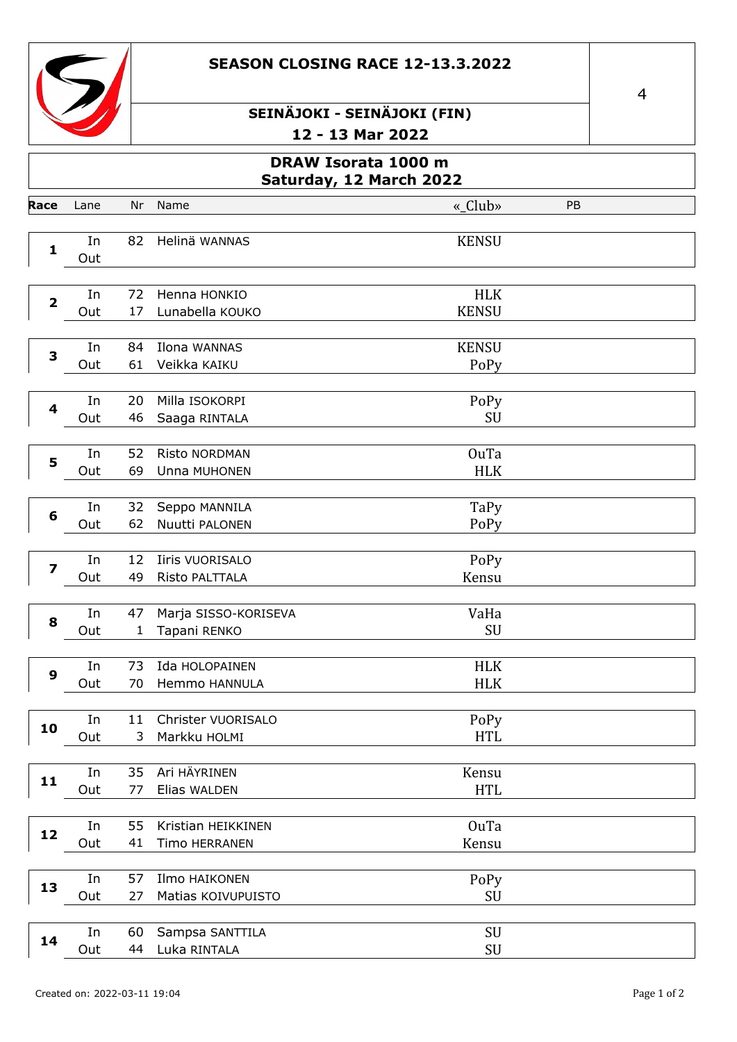# SEASON CLOSING RACE 12-13.3.2022

## SEINÄJOKI - SEINÄJOKI (FIN)

### 12 - 13 Mar 2022

4

## DRAW Isorata 1000 m
### Saturday, 12 March 2022

| Race | Lane | Nr | Name | «_Club» | PB |
|---|---|---|---|---|---|
| 1 | In | 82 | Helinä WANNAS | KENSU | |
| | Out | | | | |
| 2 | In | 72 | Henna HONKIO | HLK | |
| | Out | 17 | Lunabella KOUKO | KENSU | |
| 3 | In | 84 | Ilona WANNAS | KENSU | |
| | Out | 61 | Veikka KAIKU | PoPy | |
| 4 | In | 20 | Milla ISOKORPI | PoPy | |
| | Out | 46 | Saaga RINTALA | SU | |
| 5 | In | 52 | Risto NORDMAN | OuTa | |
| | Out | 69 | Unna MUHONEN | HLK | |
| 6 | In | 32 | Seppo MANNILA | TaPy | |
| | Out | 62 | Nuutti PALONEN | PoPy | |
| 7 | In | 12 | Iiris VUORISALO | PoPy | |
| | Out | 49 | Risto PALTTALA | Kensu | |
| 8 | In | 47 | Marja SISSO-KORISEVA | VaHa | |
| | Out | 1 | Tapani RENKO | SU | |
| 9 | In | 73 | Ida HOLOPAINEN | HLK | |
| | Out | 70 | Hemmo HANNULA | HLK | |
| 10 | In | 11 | Christer VUORISALO | PoPy | |
| | Out | 3 | Markku HOLMI | HTL | |
| 11 | In | 35 | Ari HÄYRINEN | Kensu | |
| | Out | 77 | Elias WALDEN | HTL | |
| 12 | In | 55 | Kristian HEIKKINEN | OuTa | |
| | Out | 41 | Timo HERRANEN | Kensu | |
| 13 | In | 57 | Ilmo HAIKONEN | PoPy | |
| | Out | 27 | Matias KOIVUPUISTO | SU | |
| 14 | In | 60 | Sampsa SANTTILA | SU | |
| | Out | 44 | Luka RINTALA | SU | |

Created on: 2022-03-11 19:04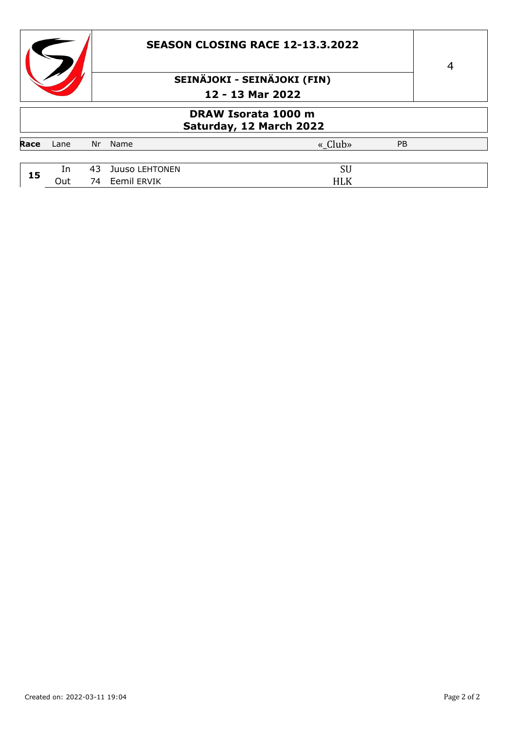# SEASON CLOSING RACE 12-13.3.2022

4

## SEINÄJOKI - SEINÄJOKI (FIN)

## 12 - 13 Mar 2022

## DRAW Isorata 1000 m
## Saturday, 12 March 2022

| Race | Lane | Nr | Name | «_Club» | PB |
|---|---|---|---|---|---|
| 15 | In | 43 | Juuso LEHTONEN | SU | |
| | Out | 74 | Eemil ERVIK | HLK | |

Created on: 2022-03-11 19:04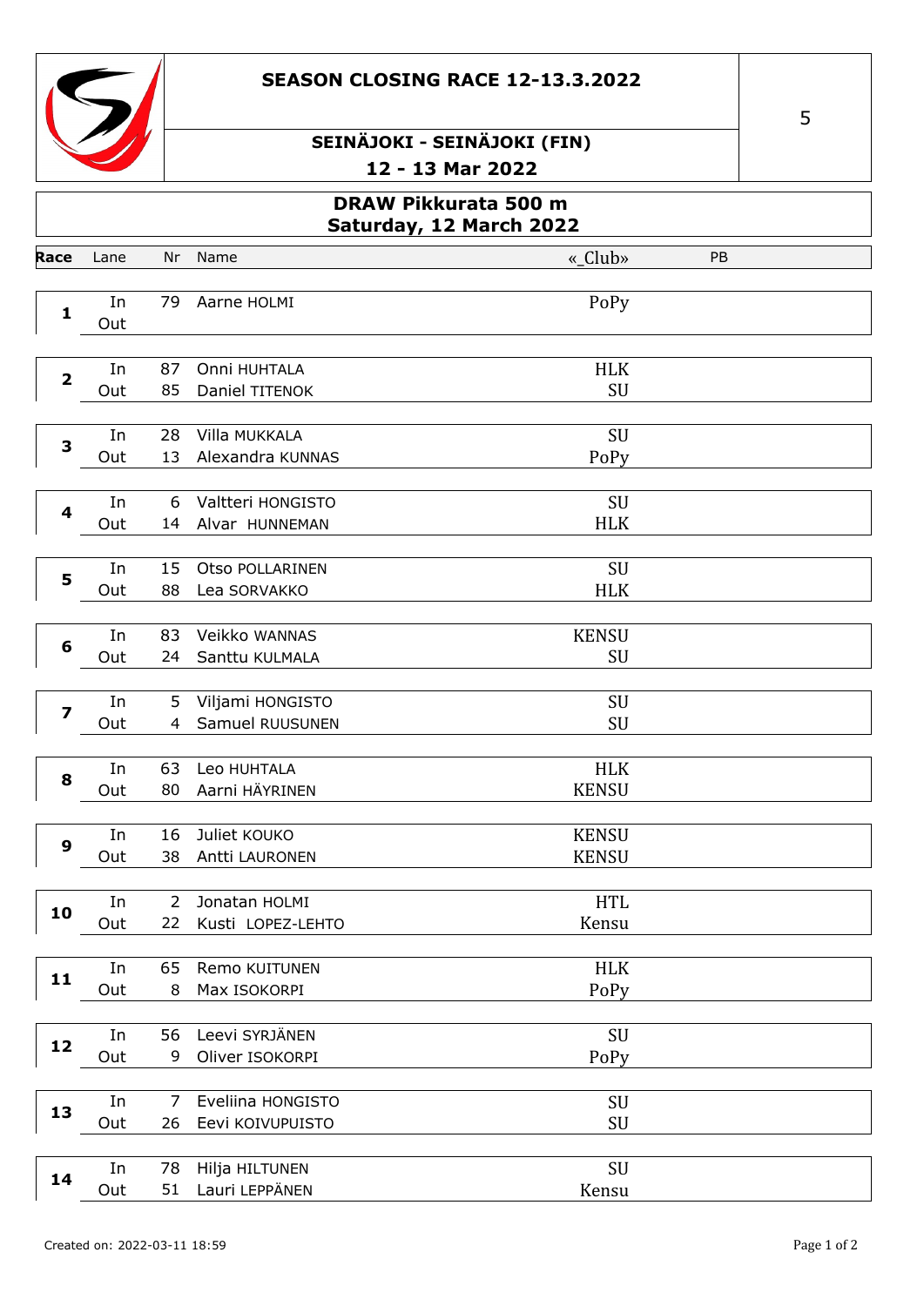# SEASON CLOSING RACE 12-13.3.2022

## SEINÄJOKI - SEINÄJOKI (FIN)

## 12 - 13 Mar 2022

5

## DRAW Pikkurata 500 m
## Saturday, 12 March 2022

| Race | Lane | Nr | Name | «_Club» | PB |
|---|---|---|---|---|---|
| 1 | In | 79 | Aarne HOLMI | PoPy | |
| | Out | | | | |
| 2 | In | 87 | Onni HUHTALA | HLK | |
| | Out | 85 | Daniel TITENOK | SU | |
| 3 | In | 28 | Villa MUKKALA | SU | |
| | Out | 13 | Alexandra KUNNAS | PoPy | |
| 4 | In | 6 | Valtteri HONGISTO | SU | |
| | Out | 14 | Alvar HUNNEMAN | HLK | |
| 5 | In | 15 | Otso POLLARINEN | SU | |
| | Out | 88 | Lea SORVAKKO | HLK | |
| 6 | In | 83 | Veikko WANNAS | KENSU | |
| | Out | 24 | Santtu KULMALA | SU | |
| 7 | In | 5 | Viljami HONGISTO | SU | |
| | Out | 4 | Samuel RUUSUNEN | SU | |
| 8 | In | 63 | Leo HUHTALA | HLK | |
| | Out | 80 | Aarni HÄYRINEN | KENSU | |
| 9 | In | 16 | Juliet KOUKO | KENSU | |
| | Out | 38 | Antti LAURONEN | KENSU | |
| 10 | In | 2 | Jonatan HOLMI | HTL | |
| | Out | 22 | Kusti LOPEZ-LEHTO | Kensu | |
| 11 | In | 65 | Remo KUITUNEN | HLK | |
| | Out | 8 | Max ISOKORPI | PoPy | |
| 12 | In | 56 | Leevi SYRJÄNEN | SU | |
| | Out | 9 | Oliver ISOKORPI | PoPy | |
| 13 | In | 7 | Eveliina HONGISTO | SU | |
| | Out | 26 | Eevi KOIVUPUISTO | SU | |
| 14 | In | 78 | Hilja HILTUNEN | SU | |
| | Out | 51 | Lauri LEPPÄNEN | Kensu | |

Created on: 2022-03-11 18:59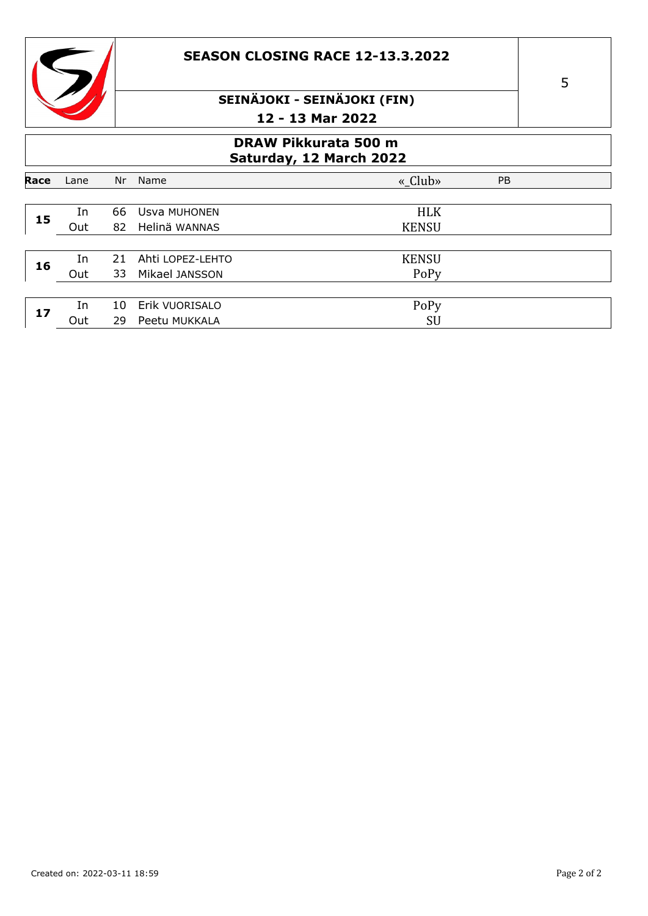# SEASON CLOSING RACE 12-13.3.2022

5

## SEINÄJOKI - SEINÄJOKI (FIN)

**12 - 13 Mar 2022**

## DRAW Pikkurata 500 m
**Saturday, 12 March 2022**

| Race | Lane | Nr | Name | «_Club» | PB |
|---|---|---|---|---|---|
| 15 | In | 66 | Usva MUHONEN | HLK | |
| | Out | 82 | Helinä WANNAS | KENSU | |
| 16 | In | 21 | Ahti LOPEZ-LEHTO | KENSU | |
| | Out | 33 | Mikael JANSSON | PoPy | |
| 17 | In | 10 | Erik VUORISALO | PoPy | |
| | Out | 29 | Peetu MUKKALA | SU | |

Created on: 2022-03-11 18:59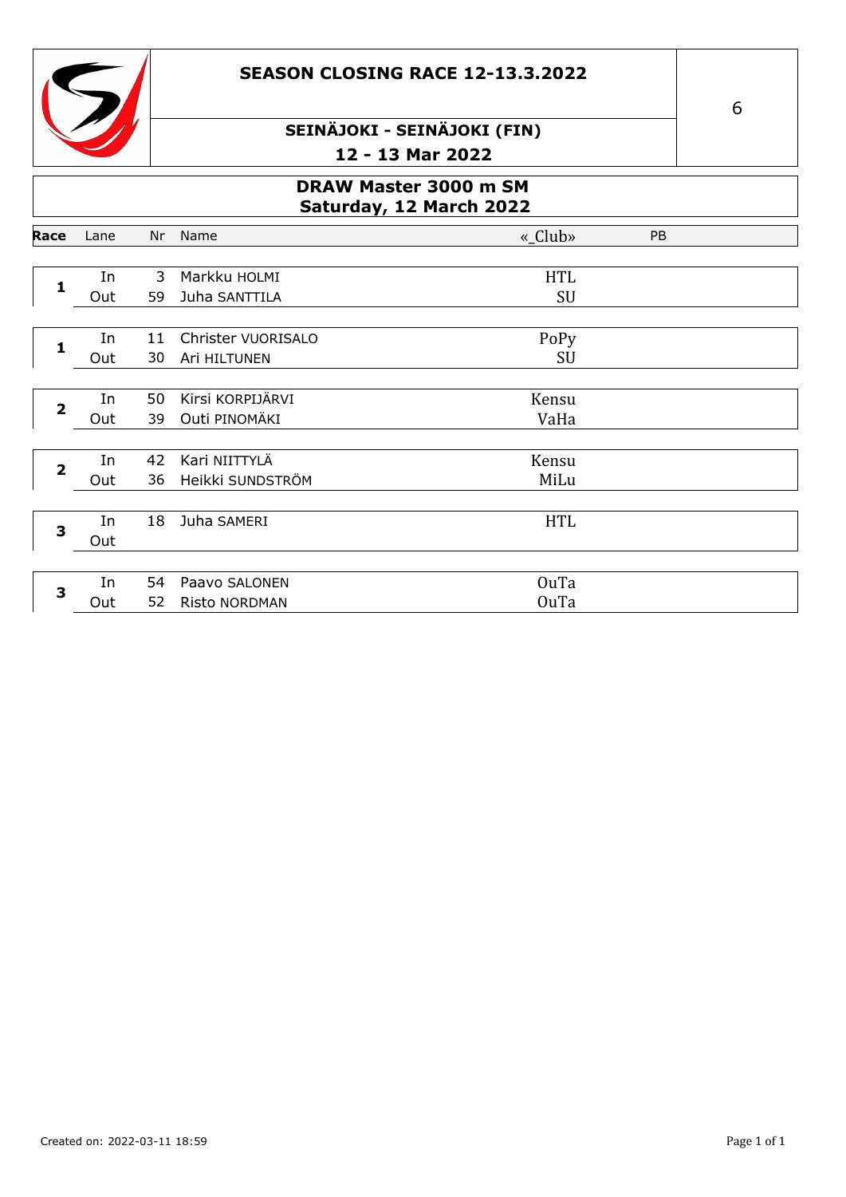# SEASON CLOSING RACE 12-13.3.2022

## SEINÄJOKI - SEINÄJOKI (FIN)

**12 - 13 Mar 2022**

6

## DRAW Master 3000 m SM
## Saturday, 12 March 2022

| Race | Lane | Nr | Name | «_Club» | PB |
|---|---|---|---|---|---|
| 1 | In | 3 | Markku HOLMI | HTL | |
| | Out | 59 | Juha SANTTILA | SU | |
| 1 | In | 11 | Christer VUORISALO | PoPy | |
| | Out | 30 | Ari HILTUNEN | SU | |
| 2 | In | 50 | Kirsi KORPIJÄRVI | Kensu | |
| | Out | 39 | Outi PINOMÄKI | VaHa | |
| 2 | In | 42 | Kari NIITTYLÄ | Kensu | |
| | Out | 36 | Heikki SUNDSTRÖM | MiLu | |
| 3 | In | 18 | Juha SAMERI | HTL | |
| | Out | | | | |
| 3 | In | 54 | Paavo SALONEN | OuTa | |
| | Out | 52 | Risto NORDMAN | OuTa | |

Created on: 2022-03-11 18:59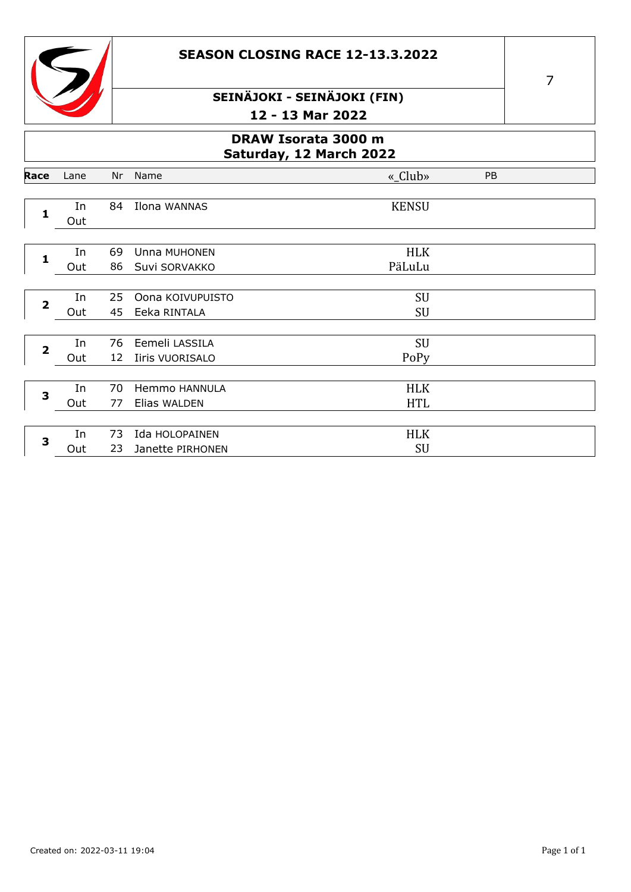# SEASON CLOSING RACE 12-13.3.2022

## SEINÄJOKI - SEINÄJOKI (FIN)

### 12 - 13 Mar 2022

7

## DRAW Isorata 3000 m

### Saturday, 12 March 2022

| Race | Lane | Nr | Name | «_Club» | PB |
|---|---|---|---|---|---|
| 1 | In | 84 | Ilona WANNAS | KENSU | |
| | Out | | | | |
| 1 | In | 69 | Unna MUHONEN | HLK | |
| | Out | 86 | Suvi SORVAKKO | PäLuLu | |
| 2 | In | 25 | Oona KOIVUPUISTO | SU | |
| | Out | 45 | Eeka RINTALA | SU | |
| 2 | In | 76 | Eemeli LASSILA | SU | |
| | Out | 12 | Iiris VUORISALO | PoPy | |
| 3 | In | 70 | Hemmo HANNULA | HLK | |
| | Out | 77 | Elias WALDEN | HTL | |
| 3 | In | 73 | Ida HOLOPAINEN | HLK | |
| | Out | 23 | Janette PIRHONEN | SU | |

Created on: 2022-03-11 19:04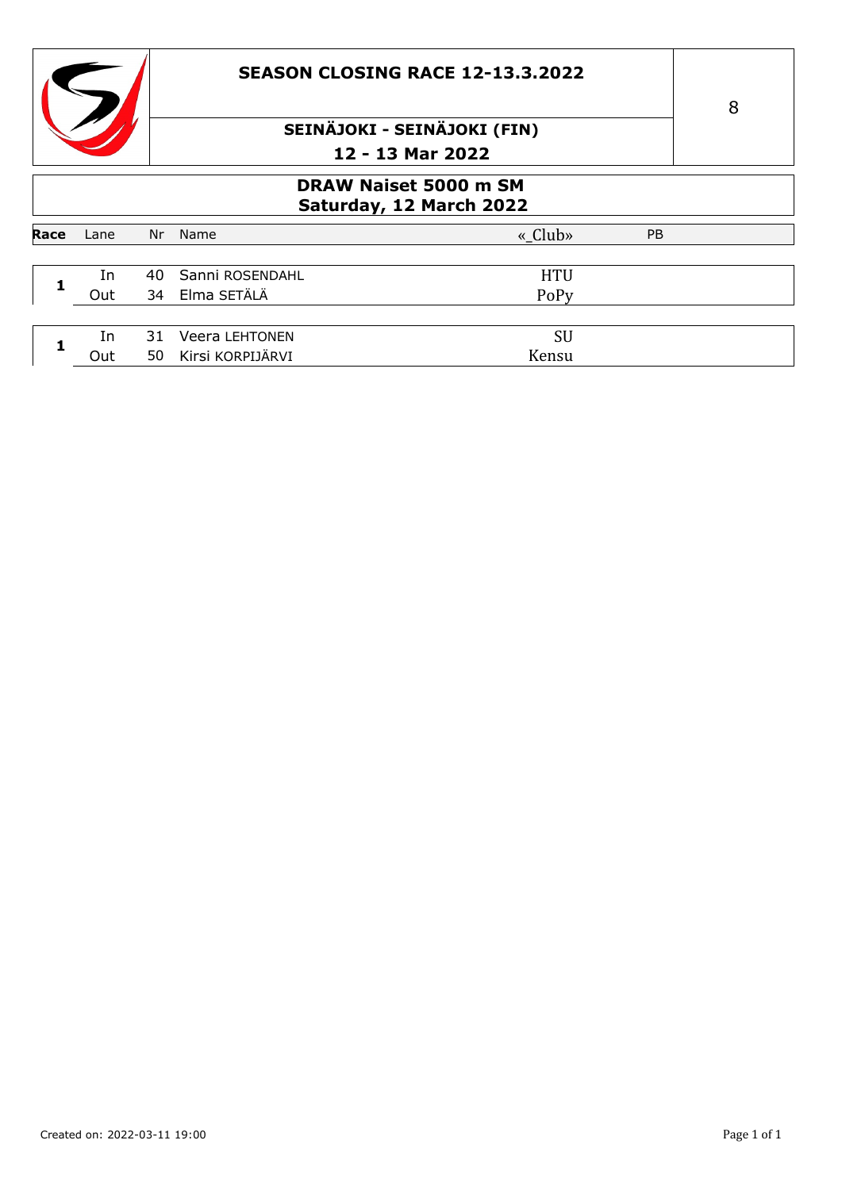# SEASON CLOSING RACE 12-13.3.2022

8

## SEINÄJOKI - SEINÄJOKI (FIN)

12 - 13 Mar 2022

## DRAW Naiset 5000 m SM

Saturday, 12 March 2022

| Race | Lane | Nr | Name | «_Club» | PB |
|---|---|---|---|---|---|
| 1 | In | 40 | Sanni ROSENDAHL | HTU | |
| | Out | 34 | Elma SETÄLÄ | PoPy | |
| 1 | In | 31 | Veera LEHTONEN | SU | |
| | Out | 50 | Kirsi KORPIJÄRVI | Kensu | |

Created on: 2022-03-11 19:00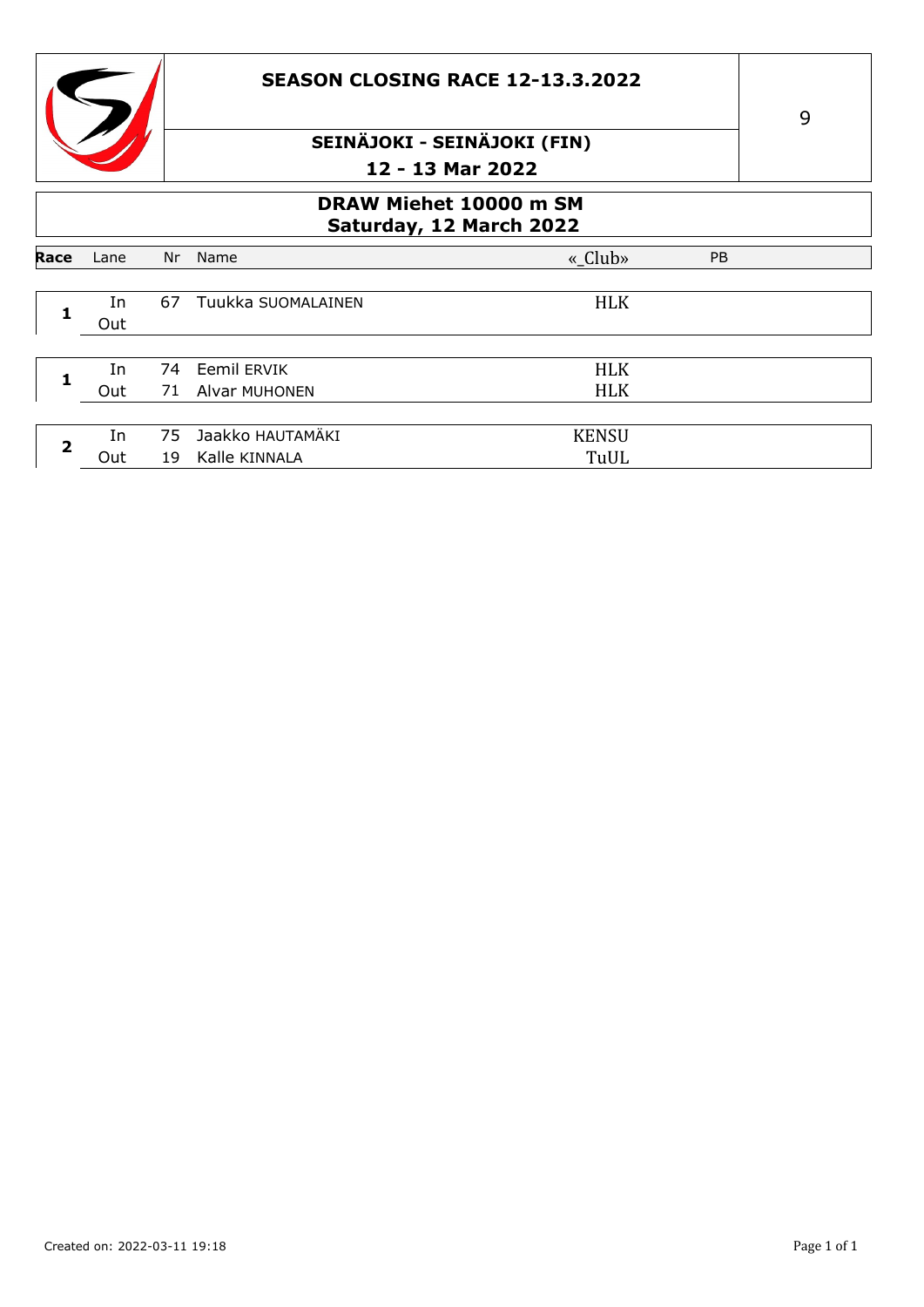# SEASON CLOSING RACE 12-13.3.2022

## SEINÄJOKI - SEINÄJOKI (FIN)

### 12 - 13 Mar 2022

9

## DRAW Miehet 10000 m SM
## Saturday, 12 March 2022

| Race | Lane | Nr | Name | «_Club» | PB |
|---|---|---|---|---|---|
| 1 | In | 67 | Tuukka SUOMALAINEN | HLK | |
| | Out | | | | |
| 1 | In | 74 | Eemil ERVIK | HLK | |
| | Out | 71 | Alvar MUHONEN | HLK | |
| 2 | In | 75 | Jaakko HAUTAMÄKI | KENSU | |
| | Out | 19 | Kalle KINNALA | TuUL | |

Created on: 2022-03-11 19:18